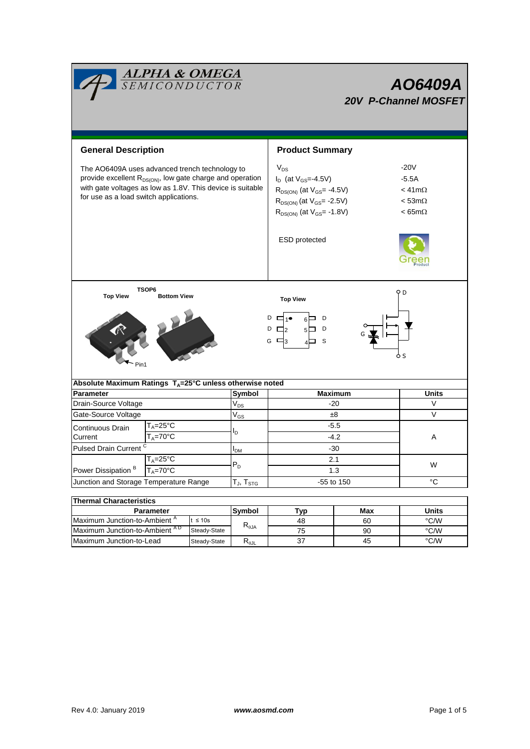# AO6409A

## 20V P-Channel MOSFET

## General Description

The AO6409A uses advanced trench technology to provide excellent $R_{DS(ON)}$, low gate charge and operation with gate voltages as low as 1.8V. This device is suitable for use as a load switch applications.

## Product Summary

| | |
|---|---|
| $V_{DS}$ | -20V |
| $I_D$ (at $V_{GS}$=-4.5V) | -5.5A |
| $R_{DS(ON)}$ (at $V_{GS}$= -4.5V) | < 41mΩ |
| $R_{DS(ON)}$ (at $V_{GS}$= -2.5V) | < 53mΩ |
| $R_{DS(ON)}$ (at $V_{GS}$= -1.8V) | < 65mΩ |

ESD protected

Green Product

TSOP6

Top View / Bottom View

Pin1

Top View

D 1 6 D
D 2 5 D
G 3 4 S

D, G, S

## Absolute Maximum Ratings $T_A$=25°C unless otherwise noted

| Parameter | | Symbol | Maximum | Units |
|---|---|---|---|---|
| Drain-Source Voltage | | $V_{DS}$ | -20 | V |
| Gate-Source Voltage | | $V_{GS}$ | ±8 | V |
| Continuous Drain Current | $T_A$=25°C | $I_D$ | -5.5 | A |
| | $T_A$=70°C | | -4.2 | |
| Pulsed Drain Current [C] | | $I_{DM}$ | -30 | |
| Power Dissipation [B] | $T_A$=25°C | $P_D$ | 2.1 | W |
| | $T_A$=70°C | | 1.3 | |
| Junction and Storage Temperature Range | | $T_J$, $T_{STG}$ | -55 to 150 | °C |

## Thermal Characteristics

| Parameter | | Symbol | Typ | Max | Units |
|---|---|---|---|---|---|
| Maximum Junction-to-Ambient [A] | t ≤ 10s | $R_{\theta JA}$ | 48 | 60 | °C/W |
| Maximum Junction-to-Ambient [A D] | Steady-State | | 75 | 90 | °C/W |
| Maximum Junction-to-Lead | Steady-State | $R_{\theta JL}$ | 37 | 45 | °C/W |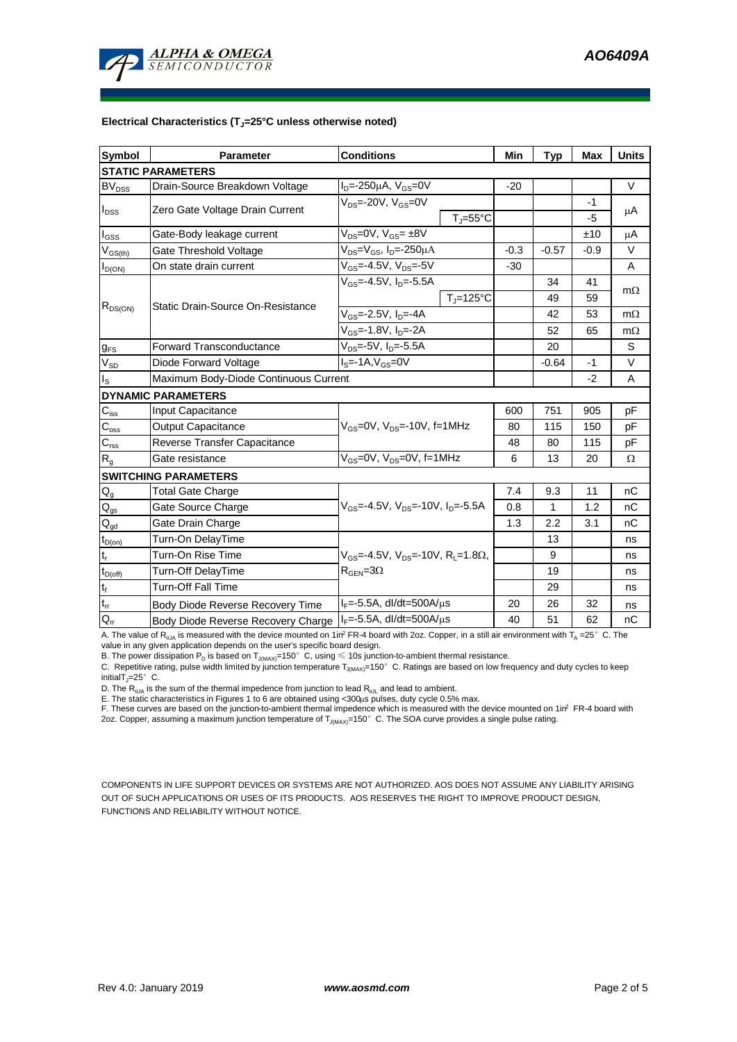**Electrical Characteristics ($T_J$=25°C unless otherwise noted)**

| Symbol | Parameter | Conditions | | Min | Typ | Max | Units |
|---|---|---|---|---|---|---|---|
| **STATIC PARAMETERS** | | | | | | | |
| $BV_{DSS}$ | Drain-Source Breakdown Voltage | $I_D$=-250μA, $V_{GS}$=0V | | -20 | | | V |
| $I_{DSS}$ | Zero Gate Voltage Drain Current | $V_{DS}$=-20V, $V_{GS}$=0V | | | | -1 | μA |
| | | | $T_J$=55°C | | | -5 | |
| $I_{GSS}$ | Gate-Body leakage current | $V_{DS}$=0V, $V_{GS}$= ±8V | | | | ±10 | μA |
| $V_{GS(th)}$ | Gate Threshold Voltage | $V_{DS}$=$V_{GS}$, $I_D$=-250μA | | -0.3 | -0.57 | -0.9 | V |
| $I_{D(ON)}$ | On state drain current | $V_{GS}$=-4.5V, $V_{DS}$=-5V | | -30 | | | A |
| $R_{DS(ON)}$ | Static Drain-Source On-Resistance | $V_{GS}$=-4.5V, $I_D$=-5.5A | | | 34 | 41 | mΩ |
| | | | $T_J$=125°C | | 49 | 59 | |
| | | $V_{GS}$=-2.5V, $I_D$=-4A | | | 42 | 53 | mΩ |
| | | $V_{GS}$=-1.8V, $I_D$=-2A | | | 52 | 65 | mΩ |
| $g_{FS}$ | Forward Transconductance | $V_{DS}$=-5V, $I_D$=-5.5A | | | 20 | | S |
| $V_{SD}$ | Diode Forward Voltage | $I_S$=-1A,$V_{GS}$=0V | | | -0.64 | -1 | V |
| $I_S$ | Maximum Body-Diode Continuous Current | | | | | -2 | A |
| **DYNAMIC PARAMETERS** | | | | | | | |
| $C_{iss}$ | Input Capacitance | $V_{GS}$=0V, $V_{DS}$=-10V, f=1MHz | | 600 | 751 | 905 | pF |
| $C_{oss}$ | Output Capacitance | | | 80 | 115 | 150 | pF |
| $C_{rss}$ | Reverse Transfer Capacitance | | | 48 | 80 | 115 | pF |
| $R_g$ | Gate resistance | $V_{GS}$=0V, $V_{DS}$=0V, f=1MHz | | 6 | 13 | 20 | Ω |
| **SWITCHING PARAMETERS** | | | | | | | |
| $Q_g$ | Total Gate Charge | $V_{GS}$=-4.5V, $V_{DS}$=-10V, $I_D$=-5.5A | | 7.4 | 9.3 | 11 | nC |
| $Q_{gs}$ | Gate Source Charge | | | 0.8 | 1 | 1.2 | nC |
| $Q_{gd}$ | Gate Drain Charge | | | 1.3 | 2.2 | 3.1 | nC |
| $t_{D(on)}$ | Turn-On DelayTime | $V_{GS}$=-4.5V, $V_{DS}$=-10V, $R_L$=1.8Ω, $R_{GEN}$=3Ω | | | 13 | | ns |
| $t_r$ | Turn-On Rise Time | | | | 9 | | ns |
| $t_{D(off)}$ | Turn-Off DelayTime | | | | 19 | | ns |
| $t_f$ | Turn-Off Fall Time | | | | 29 | | ns |
| $t_{rr}$ | Body Diode Reverse Recovery Time | $I_F$=-5.5A, dI/dt=500A/μs | | 20 | 26 | 32 | ns |
| $Q_{rr}$ | Body Diode Reverse Recovery Charge | $I_F$=-5.5A, dI/dt=500A/μs | | 40 | 51 | 62 | nC |

A. The value of $R_{\theta JA}$ is measured with the device mounted on 1in² FR-4 board with 2oz. Copper, in a still air environment with $T_A$ =25° C. The value in any given application depends on the user's specific board design.

B. The power dissipation $P_D$ is based on $T_{J(MAX)}$=150° C, using ≤ 10s junction-to-ambient thermal resistance.

C. Repetitive rating, pulse width limited by junction temperature $T_{J(MAX)}$=150° C. Ratings are based on low frequency and duty cycles to keep initial$T_J$=25° C.

D. The $R_{\theta JA}$ is the sum of the thermal impedence from junction to lead $R_{\theta JL}$ and lead to ambient.

E. The static characteristics in Figures 1 to 6 are obtained using <300μs pulses, duty cycle 0.5% max.

F. These curves are based on the junction-to-ambient thermal impedence which is measured with the device mounted on 1in² FR-4 board with 2oz. Copper, assuming a maximum junction temperature of $T_{J(MAX)}$=150° C. The SOA curve provides a single pulse rating.

COMPONENTS IN LIFE SUPPORT DEVICES OR SYSTEMS ARE NOT AUTHORIZED. AOS DOES NOT ASSUME ANY LIABILITY ARISING OUT OF SUCH APPLICATIONS OR USES OF ITS PRODUCTS. AOS RESERVES THE RIGHT TO IMPROVE PRODUCT DESIGN, FUNCTIONS AND RELIABILITY WITHOUT NOTICE.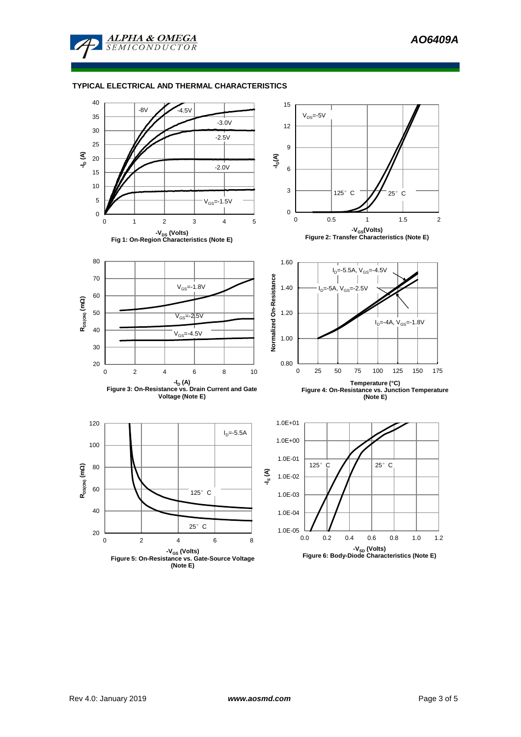## TYPICAL ELECTRICAL AND THERMAL CHARACTERISTICS

Fig 1: On-Region Characteristics (Note E)

Figure 2: Transfer Characteristics (Note E)

Figure 3: On-Resistance vs. Drain Current and Gate Voltage (Note E)

Figure 4: On-Resistance vs. Junction Temperature (Note E)

Figure 5: On-Resistance vs. Gate-Source Voltage (Note E)

Figure 6: Body-Diode Characteristics (Note E)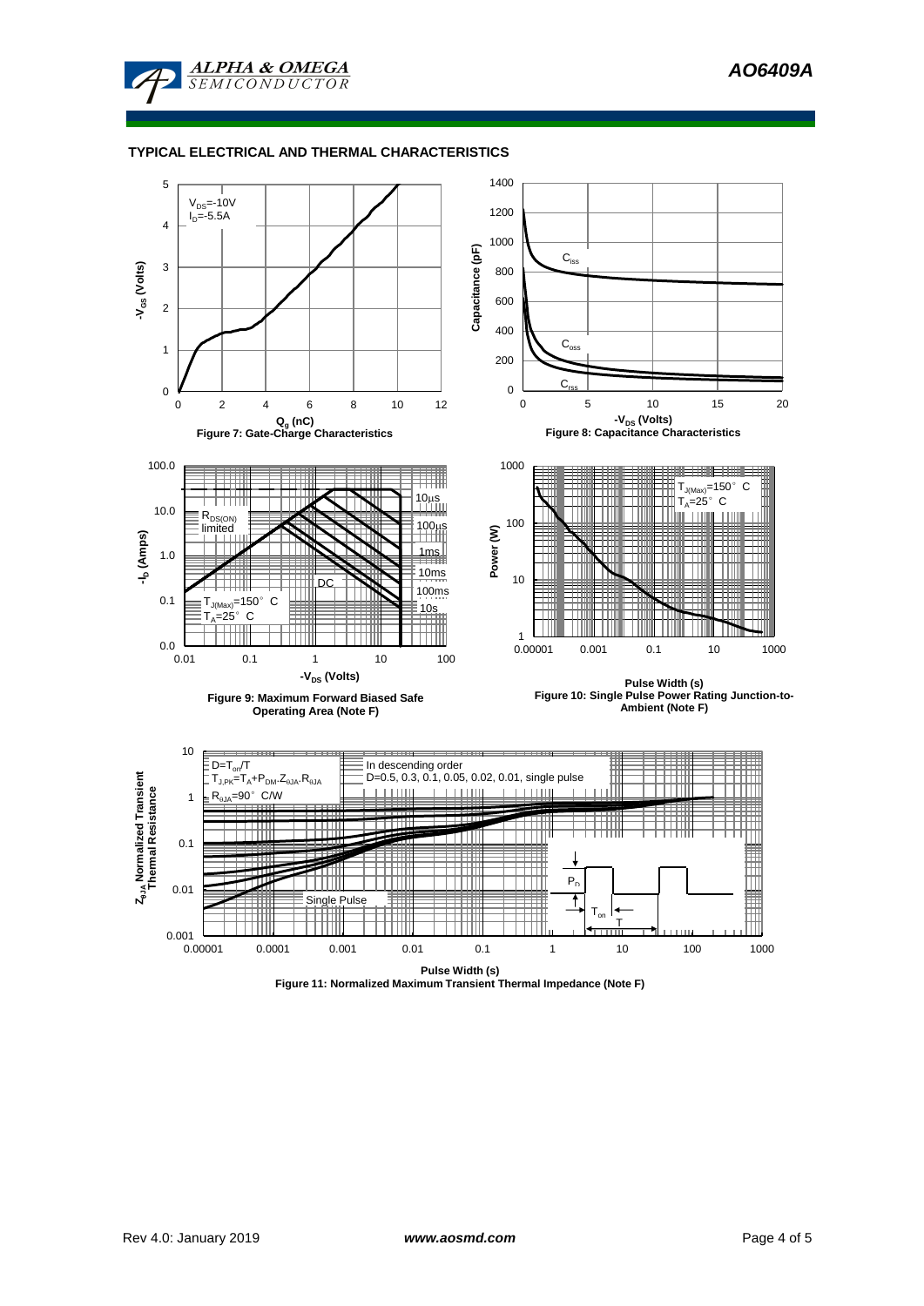## TYPICAL ELECTRICAL AND THERMAL CHARACTERISTICS

Figure 7: Gate-Charge Characteristics

Figure 8: Capacitance Characteristics

Figure 9: Maximum Forward Biased Safe Operating Area (Note F)

Figure 10: Single Pulse Power Rating Junction-to-Ambient (Note F)

Figure 11: Normalized Maximum Transient Thermal Impedance (Note F)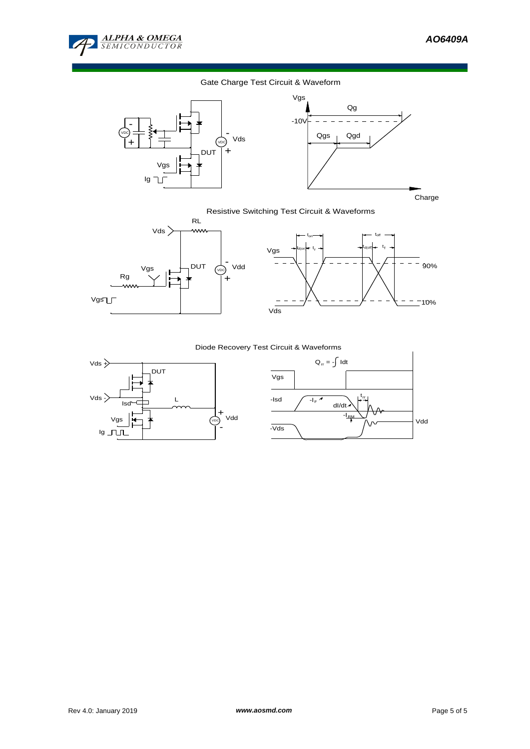## Gate Charge Test Circuit & Waveform

VDC
DUT
Vds
Vgs
Ig

Vgs
Qg
-10V
Qgs
Qgd
Charge

## Resistive Switching Test Circuit & Waveforms

RL
Vds
Vgs
DUT
Vdd
VDC
Rg
Vgs

$t_{on}$
$t_{d(on)}$
$t_r$
$t_{off}$
$t_{d(off)}$
$t_f$
Vgs
90%
10%
Vds

## Diode Recovery Test Circuit & Waveforms

Vds +
DUT
Vds -
Isd
L
Vgs
Ig
VDC
Vdd

$Q_{rr} = -\int Idt$
Vgs
-Isd
$-I_F$
dI/dt
$t_{rr}$
$-I_{RM}$
-Vds
Vdd